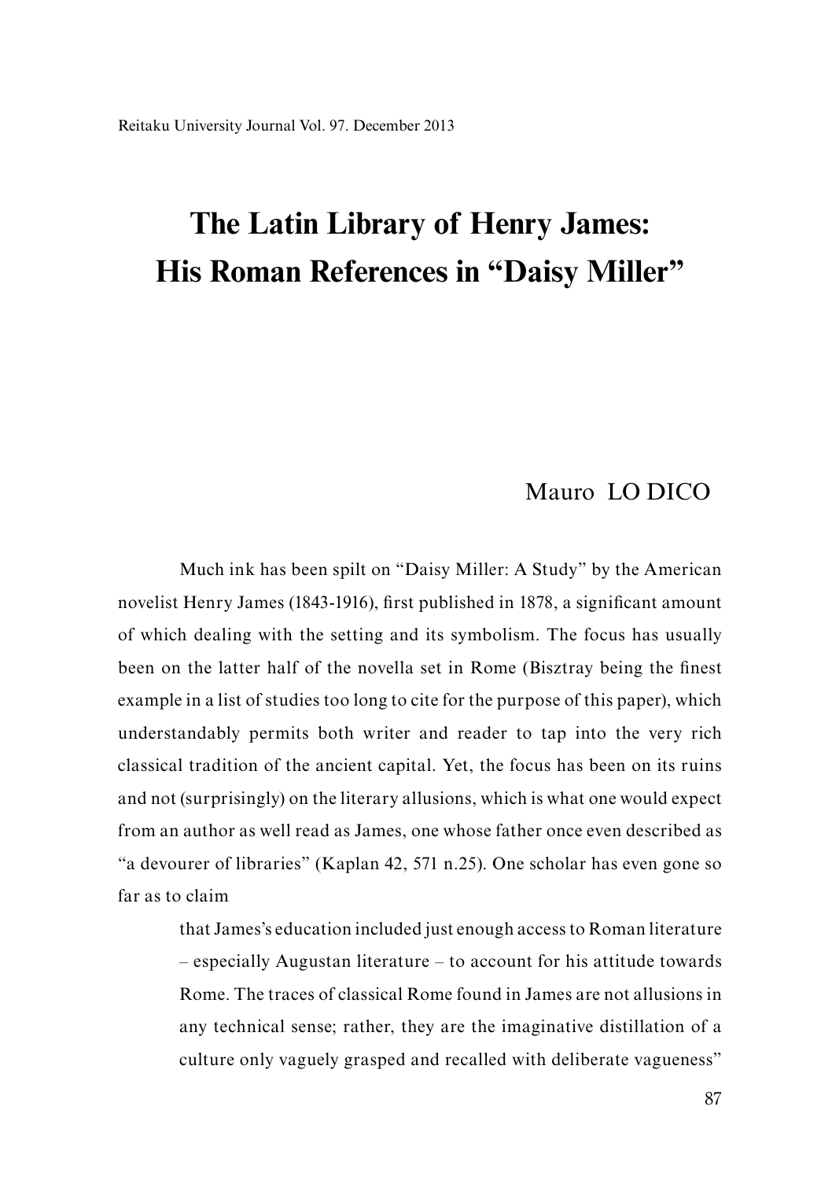# The Latin Library of Henry James: His Roman References in "Daisy Miller"

Mauro LO DICO

Much ink has been spilt on "Daisy Miller: A Study" by the American novelist Henry James (1843-1916), first published in 1878, a significant amount of which dealing with the setting and its symbolism. The focus has usually been on the latter half of the novella set in Rome (Bisztray being the finest example in a list of studies too long to cite for the purpose of this paper), which understandably permits both writer and reader to tap into the very rich classical tradition of the ancient capital. Yet, the focus has been on its ruins and not (surprisingly) on the literary allusions, which is what one would expect from an author as well read as James, one whose father once even described as "a devourer of libraries" (Kaplan 42, 571 n.25). One scholar has even gone so far as to claim

> that James's education included just enough access to Roman literature – especially Augustan literature – to account for his attitude towards Rome. The traces of classical Rome found in James are not allusions in any technical sense; rather, they are the imaginative distillation of a culture only vaguely grasped and recalled with deliberate vagueness"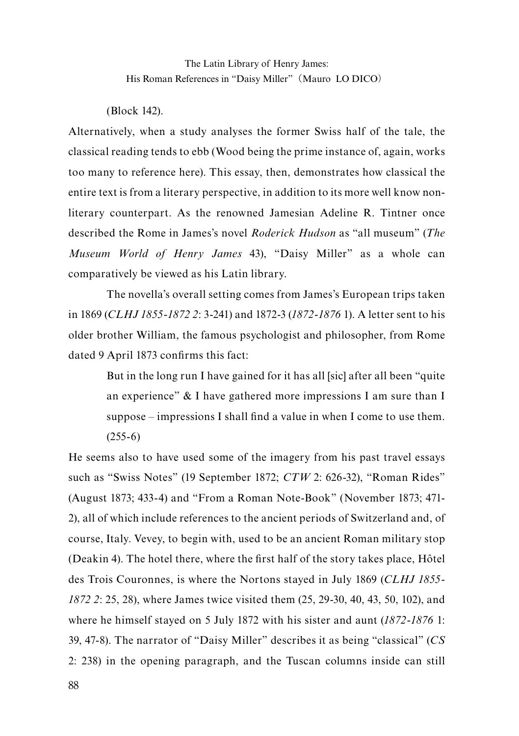(Block 142).

Alternatively, when a study analyses the former Swiss half of the tale, the classical reading tends to ebb (Wood being the prime instance of, again, works too many to reference here). This essay, then, demonstrates how classical the entire text is from a literary perspective, in addition to its more well know non-literary counterpart. As the renowned Jamesian Adeline R. Tintner once described the Rome in James's novel *Roderick Hudson* as "all museum" (*The Museum World of Henry James* 43), "Daisy Miller" as a whole can comparatively be viewed as his Latin library.

The novella's overall setting comes from James's European trips taken in 1869 (*CLHJ 1855-1872 2*: 3-241) and 1872-3 (*1872-1876* 1). A letter sent to his older brother William, the famous psychologist and philosopher, from Rome dated 9 April 1873 confirms this fact:

> But in the long run I have gained for it has all [sic] after all been "quite an experience" & I have gathered more impressions I am sure than I suppose – impressions I shall find a value in when I come to use them. (255-6)

He seems also to have used some of the imagery from his past travel essays such as "Swiss Notes" (19 September 1872; *CTW* 2: 626-32), "Roman Rides" (August 1873; 433-4) and "From a Roman Note-Book" (November 1873; 471-2), all of which include references to the ancient periods of Switzerland and, of course, Italy. Vevey, to begin with, used to be an ancient Roman military stop (Deakin 4). The hotel there, where the first half of the story takes place, Hôtel des Trois Couronnes, is where the Nortons stayed in July 1869 (*CLHJ 1855-1872 2*: 25, 28), where James twice visited them (25, 29-30, 40, 43, 50, 102), and where he himself stayed on 5 July 1872 with his sister and aunt (*1872-1876* 1: 39, 47-8). The narrator of "Daisy Miller" describes it as being "classical" (*CS* 2: 238) in the opening paragraph, and the Tuscan columns inside can still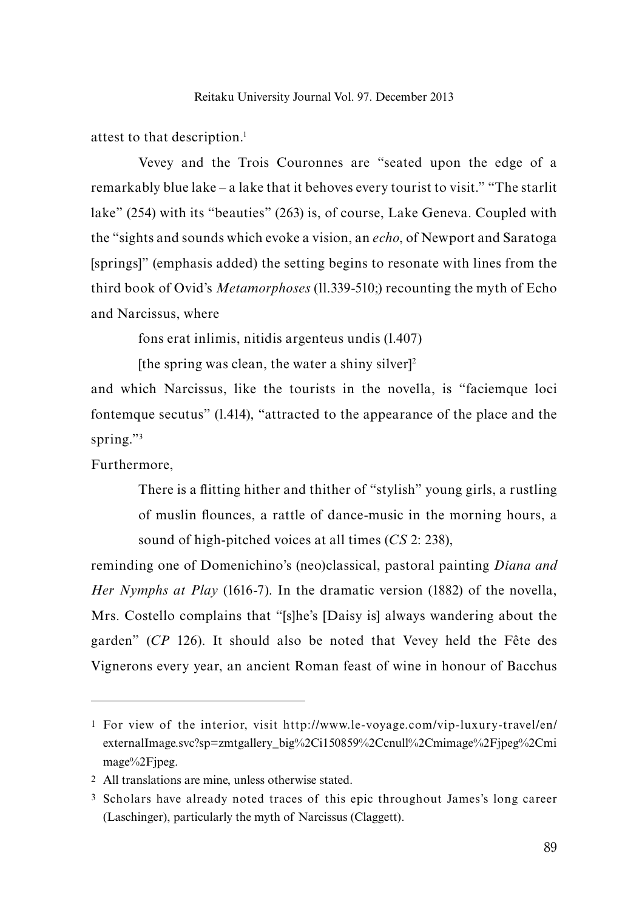attest to that description.[1]

Vevey and the Trois Couronnes are "seated upon the edge of a remarkably blue lake – a lake that it behoves every tourist to visit." "The starlit lake" (254) with its "beauties" (263) is, of course, Lake Geneva. Coupled with the "sights and sounds which evoke a vision, an *echo*, of Newport and Saratoga [springs]" (emphasis added) the setting begins to resonate with lines from the third book of Ovid's *Metamorphoses* (ll.339-510;) recounting the myth of Echo and Narcissus, where

> fons erat inlimis, nitidis argenteus undis (l.407)
>
> [the spring was clean, the water a shiny silver][2]

and which Narcissus, like the tourists in the novella, is "faciemque loci fontemque secutus" (l.414), "attracted to the appearance of the place and the spring."[3]

Furthermore,

> There is a flitting hither and thither of "stylish" young girls, a rustling of muslin flounces, a rattle of dance-music in the morning hours, a sound of high-pitched voices at all times (*CS* 2: 238),

reminding one of Domenichino's (neo)classical, pastoral painting *Diana and Her Nymphs at Play* (1616-7). In the dramatic version (1882) of the novella, Mrs. Costello complains that "[s]he's [Daisy is] always wandering about the garden" (*CP* 126). It should also be noted that Vevey held the Fête des Vignerons every year, an ancient Roman feast of wine in honour of Bacchus

---

1 For view of the interior, visit http://www.le-voyage.com/vip-luxury-travel/en/externalImage.svc?sp=zmtgallery_big%2Ci150859%2Ccnull%2Cmimage%2Fjpeg%2Cmimage%2Fjpeg.

2 All translations are mine, unless otherwise stated.

3 Scholars have already noted traces of this epic throughout James's long career (Laschinger), particularly the myth of Narcissus (Claggett).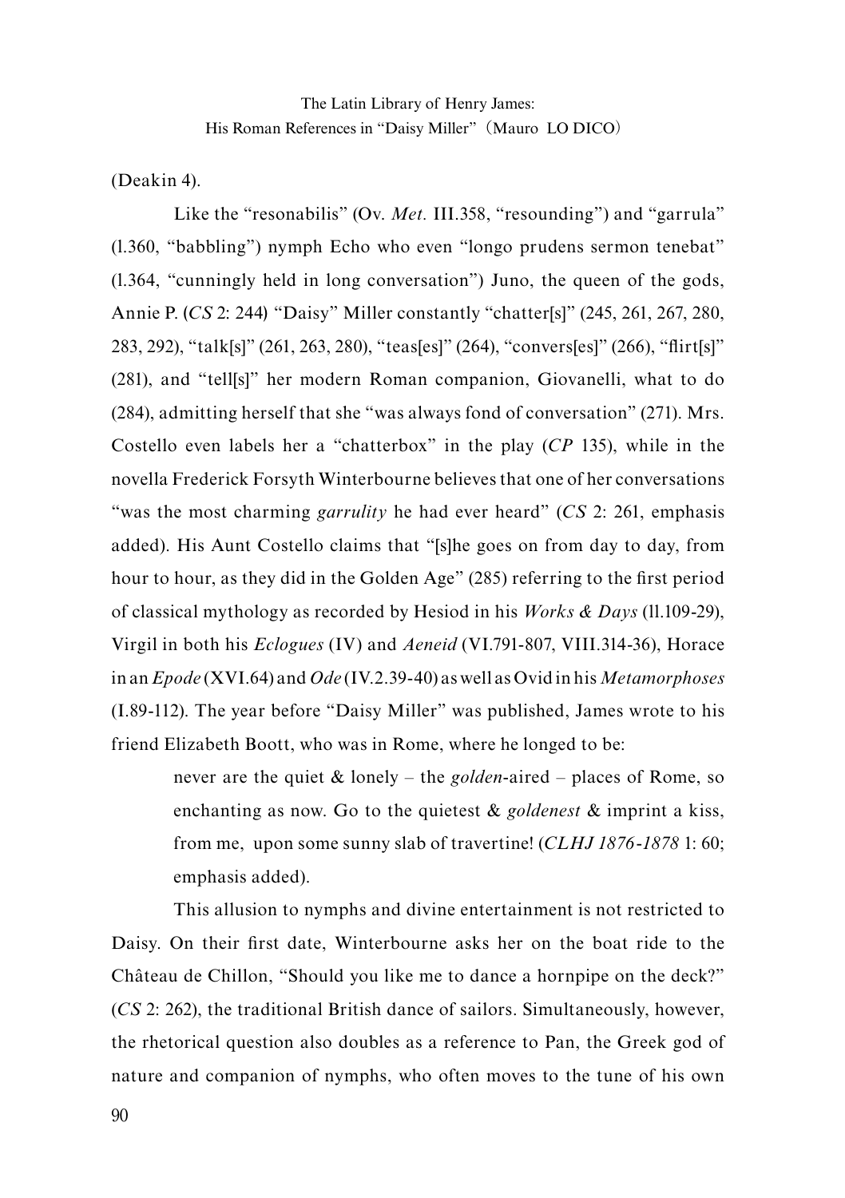(Deakin 4).

Like the "resonabilis" (Ov. *Met.* III.358, "resounding") and "garrula" (l.360, "babbling") nymph Echo who even "longo prudens sermon tenebat" (l.364, "cunningly held in long conversation") Juno, the queen of the gods, Annie P. (*CS* 2: 244) "Daisy" Miller constantly "chatter[s]" (245, 261, 267, 280, 283, 292), "talk[s]" (261, 263, 280), "teas[es]" (264), "convers[es]" (266), "flirt[s]" (281), and "tell[s]" her modern Roman companion, Giovanelli, what to do (284), admitting herself that she "was always fond of conversation" (271). Mrs. Costello even labels her a "chatterbox" in the play (*CP* 135), while in the novella Frederick Forsyth Winterbourne believes that one of her conversations "was the most charming *garrulity* he had ever heard" (*CS* 2: 261, emphasis added). His Aunt Costello claims that "[s]he goes on from day to day, from hour to hour, as they did in the Golden Age" (285) referring to the first period of classical mythology as recorded by Hesiod in his *Works & Days* (ll.109-29), Virgil in both his *Eclogues* (IV) and *Aeneid* (VI.791-807, VIII.314-36), Horace in an *Epode* (XVI.64) and *Ode* (IV.2.39-40) as well as Ovid in his *Metamorphoses* (I.89-112). The year before "Daisy Miller" was published, James wrote to his friend Elizabeth Boott, who was in Rome, where he longed to be:

> never are the quiet & lonely – the *golden*-aired – places of Rome, so enchanting as now. Go to the quietest & *goldenest* & imprint a kiss, from me, upon some sunny slab of travertine! (*CLHJ 1876-1878* 1: 60; emphasis added).

This allusion to nymphs and divine entertainment is not restricted to Daisy. On their first date, Winterbourne asks her on the boat ride to the Château de Chillon, "Should you like me to dance a hornpipe on the deck?" (*CS* 2: 262), the traditional British dance of sailors. Simultaneously, however, the rhetorical question also doubles as a reference to Pan, the Greek god of nature and companion of nymphs, who often moves to the tune of his own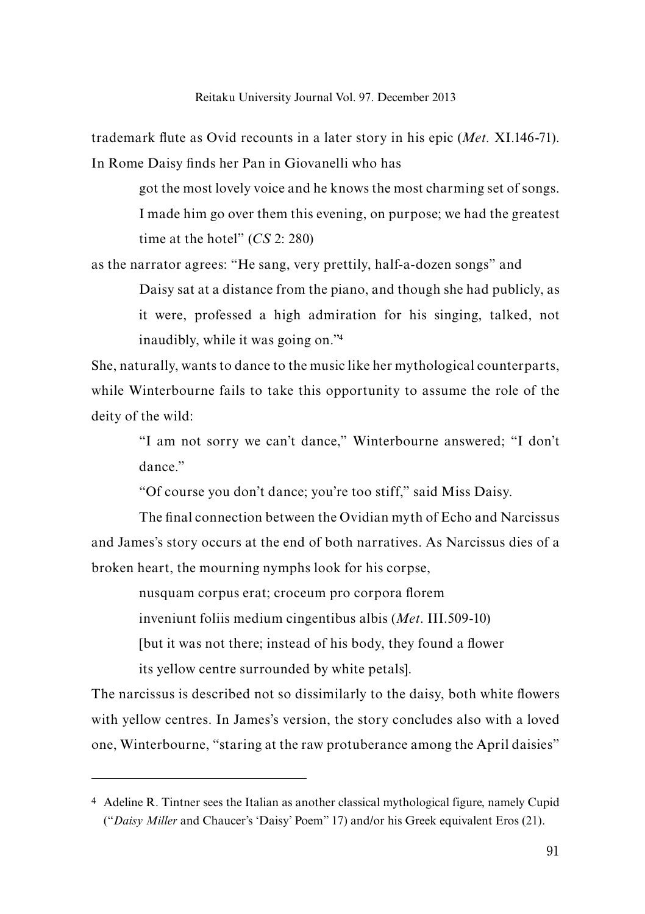trademark flute as Ovid recounts in a later story in his epic (*Met.* XI.146-71). In Rome Daisy finds her Pan in Giovanelli who has

> got the most lovely voice and he knows the most charming set of songs. I made him go over them this evening, on purpose; we had the greatest time at the hotel" (*CS* 2: 280)

as the narrator agrees: "He sang, very prettily, half-a-dozen songs" and

> Daisy sat at a distance from the piano, and though she had publicly, as it were, professed a high admiration for his singing, talked, not inaudibly, while it was going on."[4]

She, naturally, wants to dance to the music like her mythological counterparts, while Winterbourne fails to take this opportunity to assume the role of the deity of the wild:

> "I am not sorry we can't dance," Winterbourne answered; "I don't dance."
>
> "Of course you don't dance; you're too stiff," said Miss Daisy.

The final connection between the Ovidian myth of Echo and Narcissus and James's story occurs at the end of both narratives. As Narcissus dies of a broken heart, the mourning nymphs look for his corpse,

> nusquam corpus erat; croceum pro corpora florem
> inveniunt foliis medium cingentibus albis (*Met*. III.509-10)
> [but it was not there; instead of his body, they found a flower
> its yellow centre surrounded by white petals].

The narcissus is described not so dissimilarly to the daisy, both white flowers with yellow centres. In James's version, the story concludes also with a loved one, Winterbourne, "staring at the raw protuberance among the April daisies"

---

4 Adeline R. Tintner sees the Italian as another classical mythological figure, namely Cupid ("*Daisy Miller* and Chaucer's 'Daisy' Poem" 17) and/or his Greek equivalent Eros (21).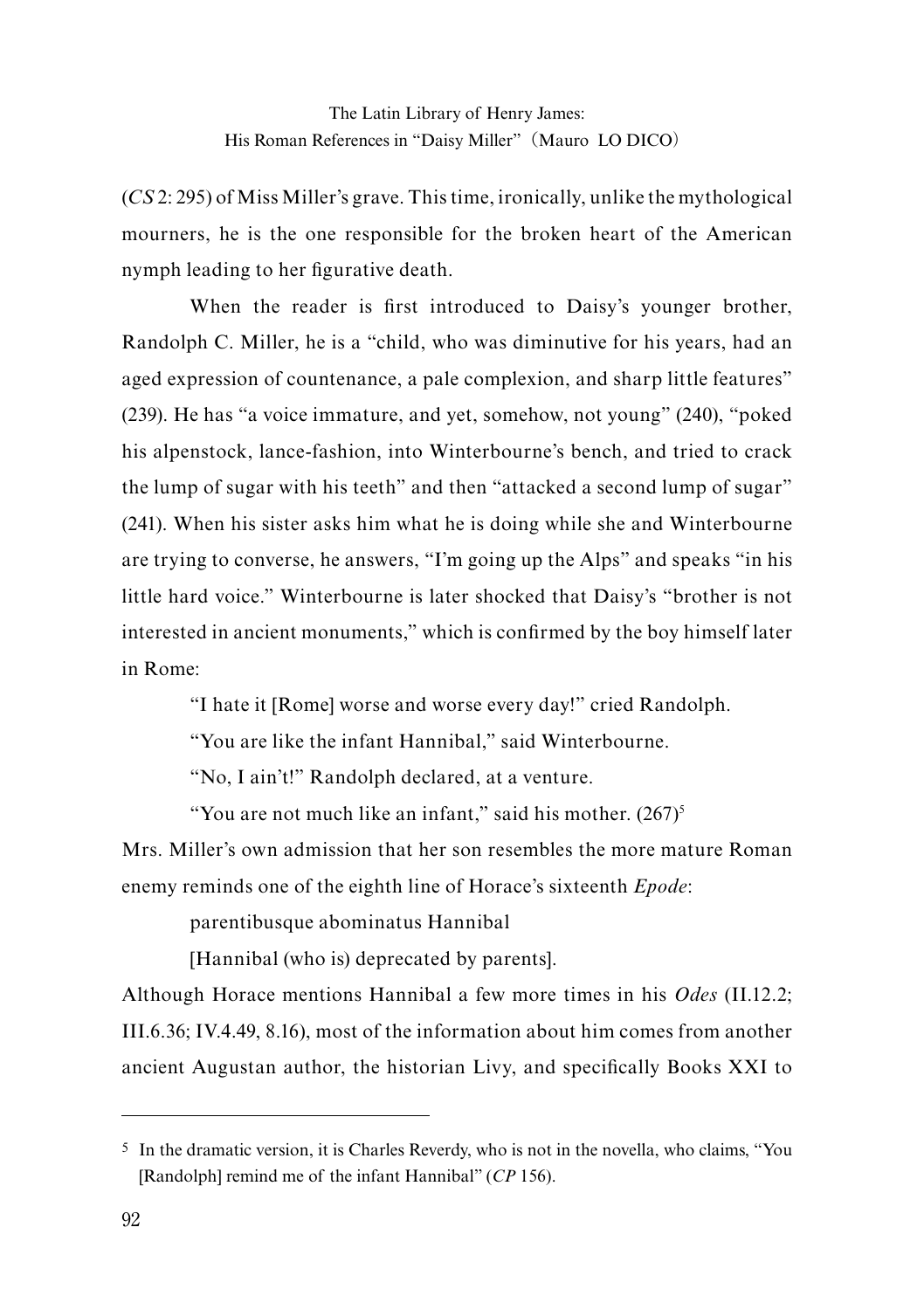(*CS* 2: 295) of Miss Miller's grave. This time, ironically, unlike the mythological mourners, he is the one responsible for the broken heart of the American nymph leading to her figurative death.

When the reader is first introduced to Daisy's younger brother, Randolph C. Miller, he is a "child, who was diminutive for his years, had an aged expression of countenance, a pale complexion, and sharp little features" (239). He has "a voice immature, and yet, somehow, not young" (240), "poked his alpenstock, lance-fashion, into Winterbourne's bench, and tried to crack the lump of sugar with his teeth" and then "attacked a second lump of sugar" (241). When his sister asks him what he is doing while she and Winterbourne are trying to converse, he answers, "I'm going up the Alps" and speaks "in his little hard voice." Winterbourne is later shocked that Daisy's "brother is not interested in ancient monuments," which is confirmed by the boy himself later in Rome:

> "I hate it [Rome] worse and worse every day!" cried Randolph.
>
> "You are like the infant Hannibal," said Winterbourne.
>
> "No, I ain't!" Randolph declared, at a venture.
>
> "You are not much like an infant," said his mother. (267)[5]

Mrs. Miller's own admission that her son resembles the more mature Roman enemy reminds one of the eighth line of Horace's sixteenth *Epode*:

> parentibusque abominatus Hannibal
>
> [Hannibal (who is) deprecated by parents].

Although Horace mentions Hannibal a few more times in his *Odes* (II.12.2; III.6.36; IV.4.49, 8.16), most of the information about him comes from another ancient Augustan author, the historian Livy, and specifically Books XXI to

---

[5] In the dramatic version, it is Charles Reverdy, who is not in the novella, who claims, "You [Randolph] remind me of the infant Hannibal" (*CP* 156).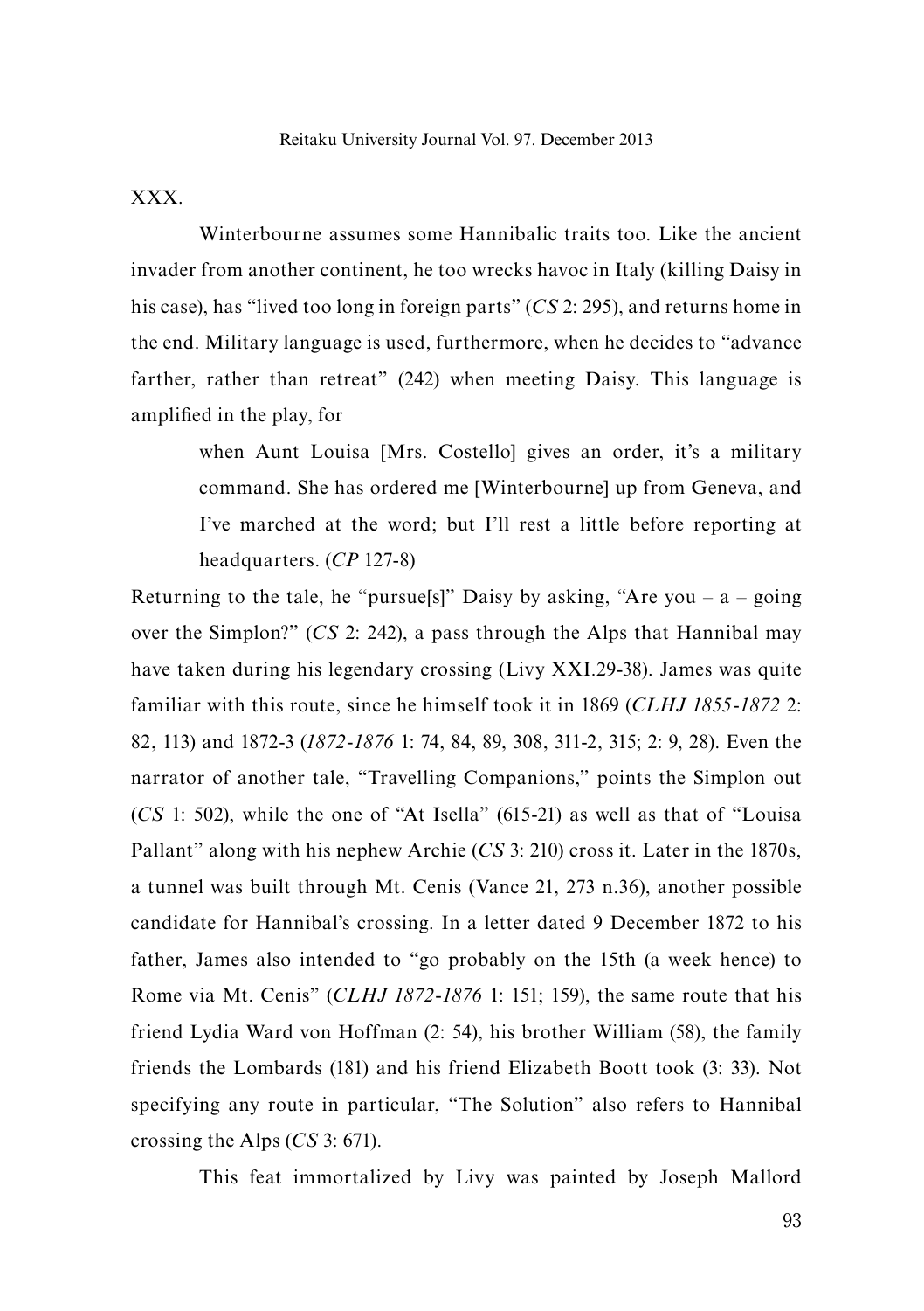XXX.

Winterbourne assumes some Hannibalic traits too. Like the ancient invader from another continent, he too wrecks havoc in Italy (killing Daisy in his case), has "lived too long in foreign parts" (*CS* 2: 295), and returns home in the end. Military language is used, furthermore, when he decides to "advance farther, rather than retreat" (242) when meeting Daisy. This language is amplified in the play, for

> when Aunt Louisa [Mrs. Costello] gives an order, it's a military command. She has ordered me [Winterbourne] up from Geneva, and I've marched at the word; but I'll rest a little before reporting at headquarters. (*CP* 127-8)

Returning to the tale, he "pursue[s]" Daisy by asking, "Are you – a – going over the Simplon?" (*CS* 2: 242), a pass through the Alps that Hannibal may have taken during his legendary crossing (Livy XXI.29-38). James was quite familiar with this route, since he himself took it in 1869 (*CLHJ 1855-1872* 2: 82, 113) and 1872-3 (*1872-1876* 1: 74, 84, 89, 308, 311-2, 315; 2: 9, 28). Even the narrator of another tale, "Travelling Companions," points the Simplon out (*CS* 1: 502), while the one of "At Isella" (615-21) as well as that of "Louisa Pallant" along with his nephew Archie (*CS* 3: 210) cross it. Later in the 1870s, a tunnel was built through Mt. Cenis (Vance 21, 273 n.36), another possible candidate for Hannibal's crossing. In a letter dated 9 December 1872 to his father, James also intended to "go probably on the 15th (a week hence) to Rome via Mt. Cenis" (*CLHJ 1872-1876* 1: 151; 159), the same route that his friend Lydia Ward von Hoffman (2: 54), his brother William (58), the family friends the Lombards (181) and his friend Elizabeth Boott took (3: 33). Not specifying any route in particular, "The Solution" also refers to Hannibal crossing the Alps (*CS* 3: 671).

This feat immortalized by Livy was painted by Joseph Mallord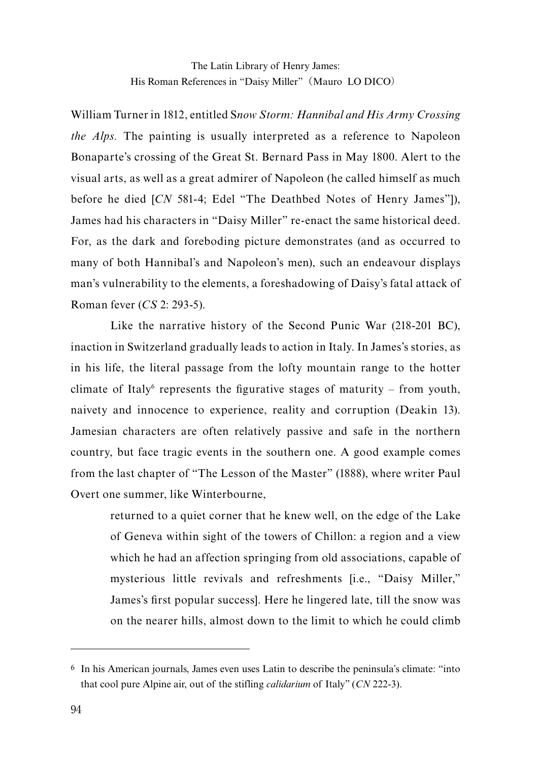William Turner in 1812, entitled S*now Storm: Hannibal and His Army Crossing the Alps*. The painting is usually interpreted as a reference to Napoleon Bonaparte's crossing of the Great St. Bernard Pass in May 1800. Alert to the visual arts, as well as a great admirer of Napoleon (he called himself as much before he died [*CN* 581-4; Edel "The Deathbed Notes of Henry James"]), James had his characters in "Daisy Miller" re-enact the same historical deed. For, as the dark and foreboding picture demonstrates (and as occurred to many of both Hannibal's and Napoleon's men), such an endeavour displays man's vulnerability to the elements, a foreshadowing of Daisy's fatal attack of Roman fever (*CS* 2: 293-5).

Like the narrative history of the Second Punic War (218-201 BC), inaction in Switzerland gradually leads to action in Italy. In James's stories, as in his life, the literal passage from the lofty mountain range to the hotter climate of Italy[6] represents the figurative stages of maturity – from youth, naivety and innocence to experience, reality and corruption (Deakin 13). Jamesian characters are often relatively passive and safe in the northern country, but face tragic events in the southern one. A good example comes from the last chapter of "The Lesson of the Master" (1888), where writer Paul Overt one summer, like Winterbourne,

> returned to a quiet corner that he knew well, on the edge of the Lake of Geneva within sight of the towers of Chillon: a region and a view which he had an affection springing from old associations, capable of mysterious little revivals and refreshments [i.e., "Daisy Miller," James's first popular success]. Here he lingered late, till the snow was on the nearer hills, almost down to the limit to which he could climb

---

[6] In his American journals, James even uses Latin to describe the peninsula's climate: "into that cool pure Alpine air, out of the stifling *calidarium* of Italy" (*CN* 222-3).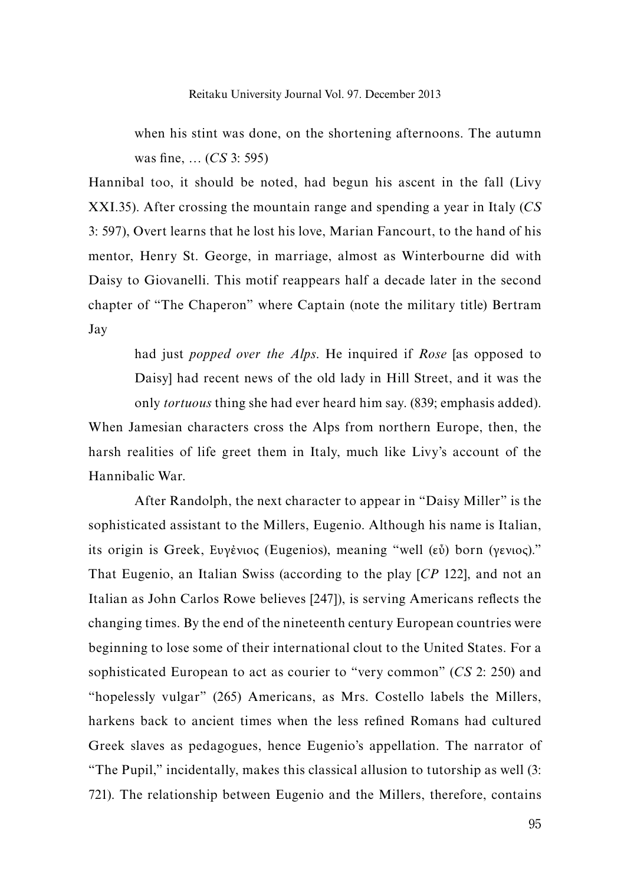> when his stint was done, on the shortening afternoons. The autumn was fine, … (*CS* 3: 595)

Hannibal too, it should be noted, had begun his ascent in the fall (Livy XXI.35). After crossing the mountain range and spending a year in Italy (*CS* 3: 597), Overt learns that he lost his love, Marian Fancourt, to the hand of his mentor, Henry St. George, in marriage, almost as Winterbourne did with Daisy to Giovanelli. This motif reappears half a decade later in the second chapter of "The Chaperon" where Captain (note the military title) Bertram Jay

> had just *popped over the Alps*. He inquired if *Rose* [as opposed to Daisy] had recent news of the old lady in Hill Street, and it was the only *tortuous* thing she had ever heard him say. (839; emphasis added).

When Jamesian characters cross the Alps from northern Europe, then, the harsh realities of life greet them in Italy, much like Livy's account of the Hannibalic War.

After Randolph, the next character to appear in "Daisy Miller" is the sophisticated assistant to the Millers, Eugenio. Although his name is Italian, its origin is Greek, Ευγένιος (Eugenios), meaning "well (εὖ) born (γενιος)." That Eugenio, an Italian Swiss (according to the play [*CP* 122], and not an Italian as John Carlos Rowe believes [247]), is serving Americans reflects the changing times. By the end of the nineteenth century European countries were beginning to lose some of their international clout to the United States. For a sophisticated European to act as courier to "very common" (*CS* 2: 250) and "hopelessly vulgar" (265) Americans, as Mrs. Costello labels the Millers, harkens back to ancient times when the less refined Romans had cultured Greek slaves as pedagogues, hence Eugenio's appellation. The narrator of "The Pupil," incidentally, makes this classical allusion to tutorship as well (3: 721). The relationship between Eugenio and the Millers, therefore, contains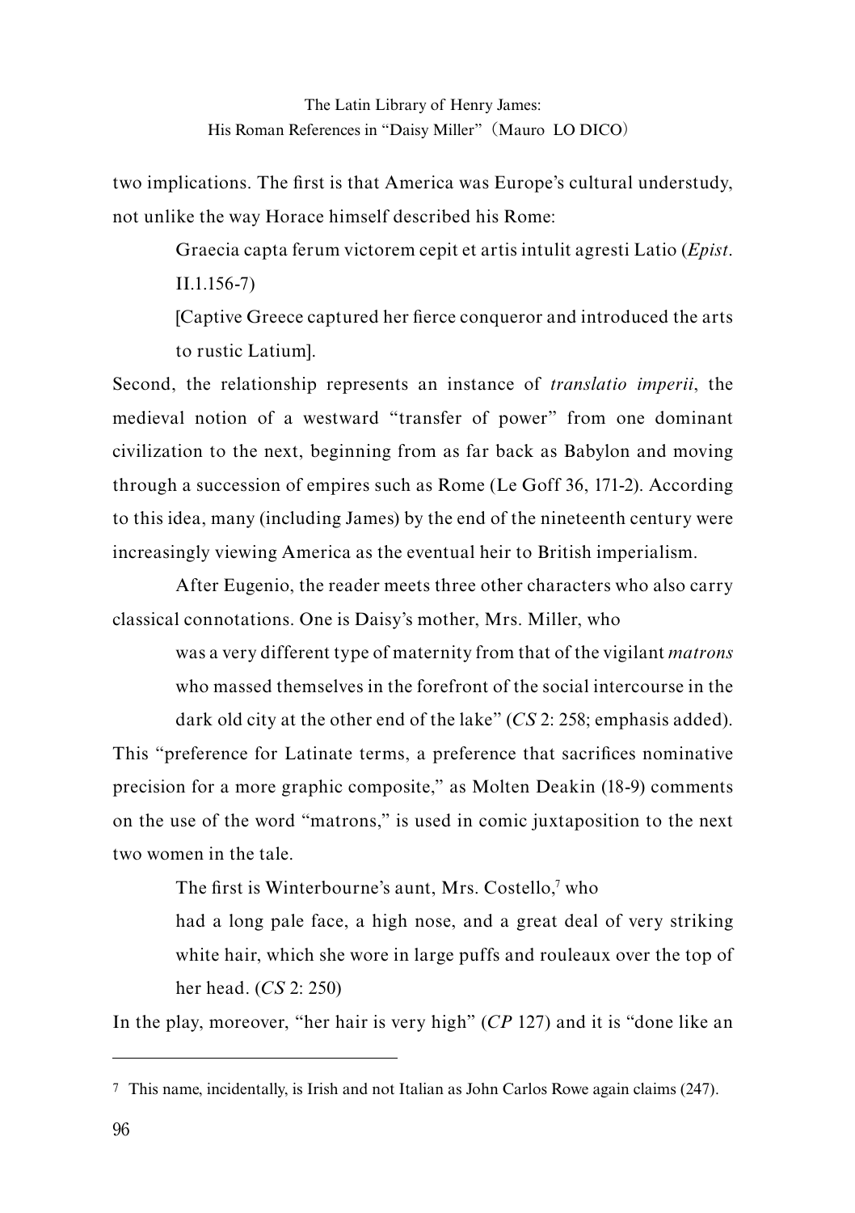two implications. The first is that America was Europe's cultural understudy, not unlike the way Horace himself described his Rome:

> Graecia capta ferum victorem cepit et artis intulit agresti Latio (*Epist*. II.1.156-7)
>
> [Captive Greece captured her fierce conqueror and introduced the arts to rustic Latium].

Second, the relationship represents an instance of *translatio imperii*, the medieval notion of a westward "transfer of power" from one dominant civilization to the next, beginning from as far back as Babylon and moving through a succession of empires such as Rome (Le Goff 36, 171-2). According to this idea, many (including James) by the end of the nineteenth century were increasingly viewing America as the eventual heir to British imperialism.

After Eugenio, the reader meets three other characters who also carry classical connotations. One is Daisy's mother, Mrs. Miller, who

> was a very different type of maternity from that of the vigilant *matrons* who massed themselves in the forefront of the social intercourse in the dark old city at the other end of the lake" (*CS* 2: 258; emphasis added).

This "preference for Latinate terms, a preference that sacrifices nominative precision for a more graphic composite," as Molten Deakin (18-9) comments on the use of the word "matrons," is used in comic juxtaposition to the next two women in the tale.

The first is Winterbourne's aunt, Mrs. Costello,[7] who

> had a long pale face, a high nose, and a great deal of very striking white hair, which she wore in large puffs and rouleaux over the top of her head. (*CS* 2: 250)

In the play, moreover, "her hair is very high" (*CP* 127) and it is "done like an

---

[7] This name, incidentally, is Irish and not Italian as John Carlos Rowe again claims (247).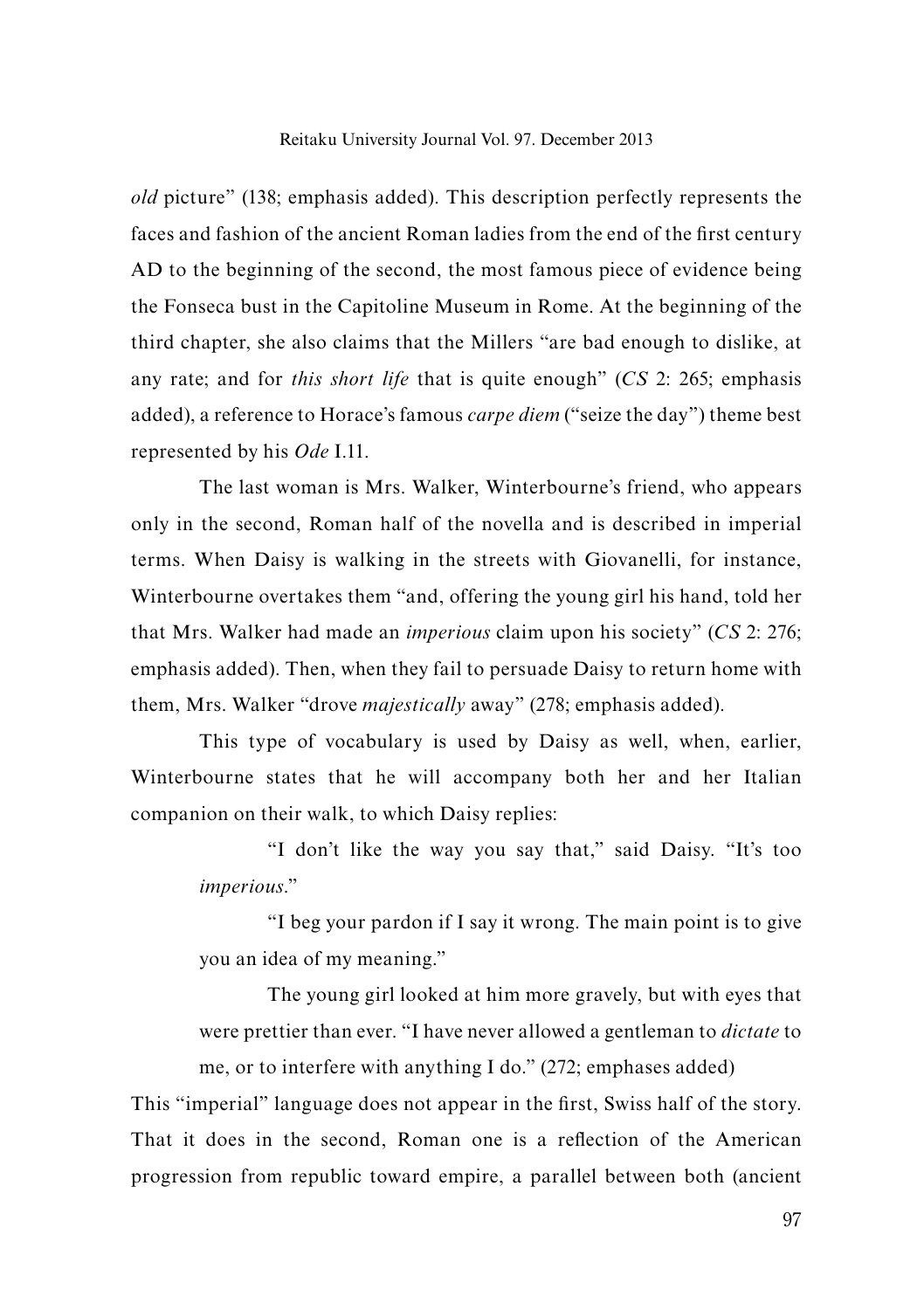*old* picture" (138; emphasis added). This description perfectly represents the faces and fashion of the ancient Roman ladies from the end of the first century AD to the beginning of the second, the most famous piece of evidence being the Fonseca bust in the Capitoline Museum in Rome. At the beginning of the third chapter, she also claims that the Millers "are bad enough to dislike, at any rate; and for *this short life* that is quite enough" (*CS* 2: 265; emphasis added), a reference to Horace's famous *carpe diem* ("seize the day") theme best represented by his *Ode* I.11.

The last woman is Mrs. Walker, Winterbourne's friend, who appears only in the second, Roman half of the novella and is described in imperial terms. When Daisy is walking in the streets with Giovanelli, for instance, Winterbourne overtakes them "and, offering the young girl his hand, told her that Mrs. Walker had made an *imperious* claim upon his society" (*CS* 2: 276; emphasis added). Then, when they fail to persuade Daisy to return home with them, Mrs. Walker "drove *majestically* away" (278; emphasis added).

This type of vocabulary is used by Daisy as well, when, earlier, Winterbourne states that he will accompany both her and her Italian companion on their walk, to which Daisy replies:

> "I don't like the way you say that," said Daisy. "It's too *imperious*."
>
> "I beg your pardon if I say it wrong. The main point is to give you an idea of my meaning."
>
> The young girl looked at him more gravely, but with eyes that were prettier than ever. "I have never allowed a gentleman to *dictate* to me, or to interfere with anything I do." (272; emphases added)

This "imperial" language does not appear in the first, Swiss half of the story. That it does in the second, Roman one is a reflection of the American progression from republic toward empire, a parallel between both (ancient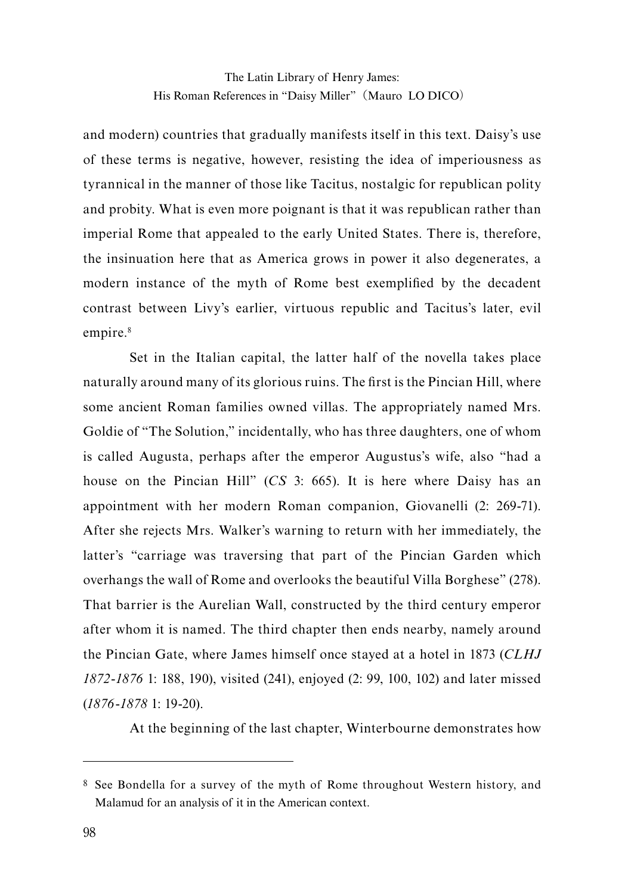and modern) countries that gradually manifests itself in this text. Daisy's use of these terms is negative, however, resisting the idea of imperiousness as tyrannical in the manner of those like Tacitus, nostalgic for republican polity and probity. What is even more poignant is that it was republican rather than imperial Rome that appealed to the early United States. There is, therefore, the insinuation here that as America grows in power it also degenerates, a modern instance of the myth of Rome best exemplified by the decadent contrast between Livy's earlier, virtuous republic and Tacitus's later, evil empire.[8]

Set in the Italian capital, the latter half of the novella takes place naturally around many of its glorious ruins. The first is the Pincian Hill, where some ancient Roman families owned villas. The appropriately named Mrs. Goldie of "The Solution," incidentally, who has three daughters, one of whom is called Augusta, perhaps after the emperor Augustus's wife, also "had a house on the Pincian Hill" (*CS* 3: 665). It is here where Daisy has an appointment with her modern Roman companion, Giovanelli (2: 269-71). After she rejects Mrs. Walker's warning to return with her immediately, the latter's "carriage was traversing that part of the Pincian Garden which overhangs the wall of Rome and overlooks the beautiful Villa Borghese" (278). That barrier is the Aurelian Wall, constructed by the third century emperor after whom it is named. The third chapter then ends nearby, namely around the Pincian Gate, where James himself once stayed at a hotel in 1873 (*CLHJ 1872-1876* 1: 188, 190), visited (241), enjoyed (2: 99, 100, 102) and later missed (*1876-1878* 1: 19-20).

At the beginning of the last chapter, Winterbourne demonstrates how

---

[8] See Bondella for a survey of the myth of Rome throughout Western history, and Malamud for an analysis of it in the American context.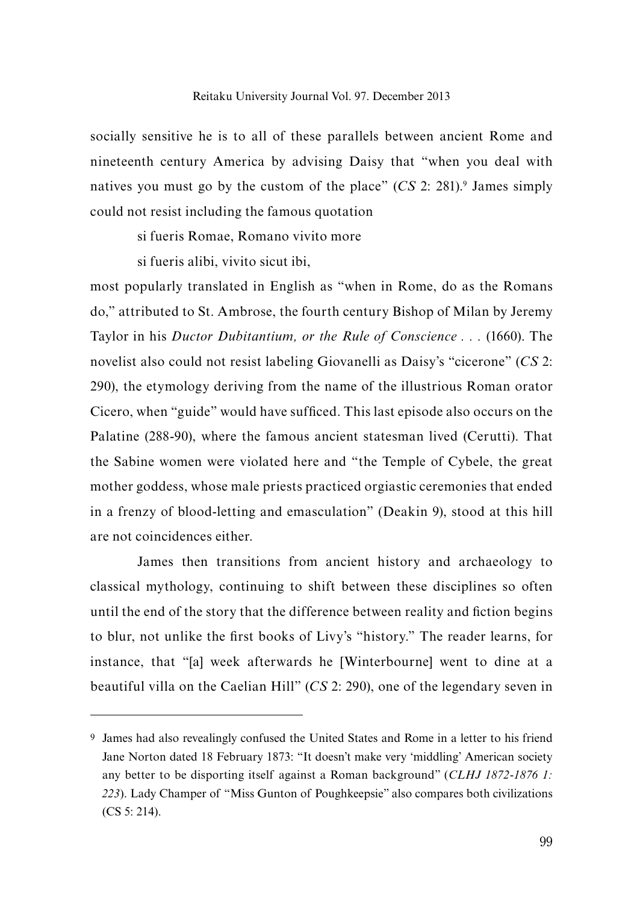socially sensitive he is to all of these parallels between ancient Rome and nineteenth century America by advising Daisy that "when you deal with natives you must go by the custom of the place" (*CS* 2: 281).[9] James simply could not resist including the famous quotation

> si fueris Romae, Romano vivito more
>
> si fueris alibi, vivito sicut ibi,

most popularly translated in English as "when in Rome, do as the Romans do," attributed to St. Ambrose, the fourth century Bishop of Milan by Jeremy Taylor in his *Ductor Dubitantium, or the Rule of Conscience . . .* (1660). The novelist also could not resist labeling Giovanelli as Daisy's "cicerone" (*CS* 2: 290), the etymology deriving from the name of the illustrious Roman orator Cicero, when "guide" would have sufficed. This last episode also occurs on the Palatine (288-90), where the famous ancient statesman lived (Cerutti). That the Sabine women were violated here and "the Temple of Cybele, the great mother goddess, whose male priests practiced orgiastic ceremonies that ended in a frenzy of blood-letting and emasculation" (Deakin 9), stood at this hill are not coincidences either.

James then transitions from ancient history and archaeology to classical mythology, continuing to shift between these disciplines so often until the end of the story that the difference between reality and fiction begins to blur, not unlike the first books of Livy's "history." The reader learns, for instance, that "[a] week afterwards he [Winterbourne] went to dine at a beautiful villa on the Caelian Hill" (*CS* 2: 290), one of the legendary seven in

---

[9] James had also revealingly confused the United States and Rome in a letter to his friend Jane Norton dated 18 February 1873: "It doesn't make very 'middling' American society any better to be disporting itself against a Roman background" (*CLHJ 1872-1876 1: 223*). Lady Champer of "Miss Gunton of Poughkeepsie" also compares both civilizations (CS 5: 214).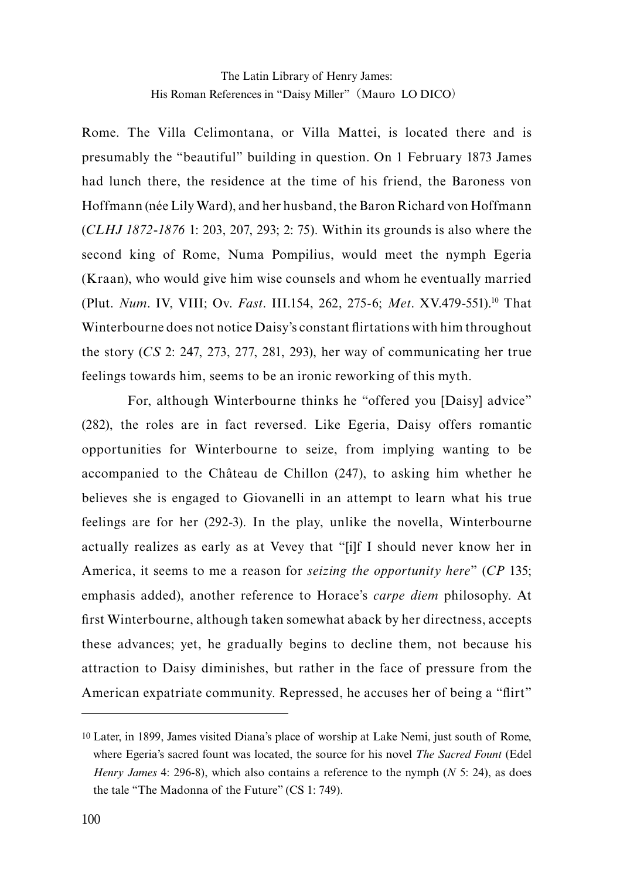Rome. The Villa Celimontana, or Villa Mattei, is located there and is presumably the "beautiful" building in question. On 1 February 1873 James had lunch there, the residence at the time of his friend, the Baroness von Hoffmann (née Lily Ward), and her husband, the Baron Richard von Hoffmann (*CLHJ 1872-1876* 1: 203, 207, 293; 2: 75). Within its grounds is also where the second king of Rome, Numa Pompilius, would meet the nymph Egeria (Kraan), who would give him wise counsels and whom he eventually married (Plut. *Num*. IV, VIII; Ov. *Fast*. III.154, 262, 275-6; *Met*. XV.479-551).[10] That Winterbourne does not notice Daisy's constant flirtations with him throughout the story (*CS* 2: 247, 273, 277, 281, 293), her way of communicating her true feelings towards him, seems to be an ironic reworking of this myth.

For, although Winterbourne thinks he "offered you [Daisy] advice" (282), the roles are in fact reversed. Like Egeria, Daisy offers romantic opportunities for Winterbourne to seize, from implying wanting to be accompanied to the Château de Chillon (247), to asking him whether he believes she is engaged to Giovanelli in an attempt to learn what his true feelings are for her (292-3). In the play, unlike the novella, Winterbourne actually realizes as early as at Vevey that "[i]f I should never know her in America, it seems to me a reason for *seizing the opportunity here*" (*CP* 135; emphasis added), another reference to Horace's *carpe diem* philosophy. At first Winterbourne, although taken somewhat aback by her directness, accepts these advances; yet, he gradually begins to decline them, not because his attraction to Daisy diminishes, but rather in the face of pressure from the American expatriate community. Repressed, he accuses her of being a "flirt"

---

[10] Later, in 1899, James visited Diana's place of worship at Lake Nemi, just south of Rome, where Egeria's sacred fount was located, the source for his novel *The Sacred Fount* (Edel *Henry James* 4: 296-8), which also contains a reference to the nymph (*N* 5: 24), as does the tale "The Madonna of the Future" (CS 1: 749).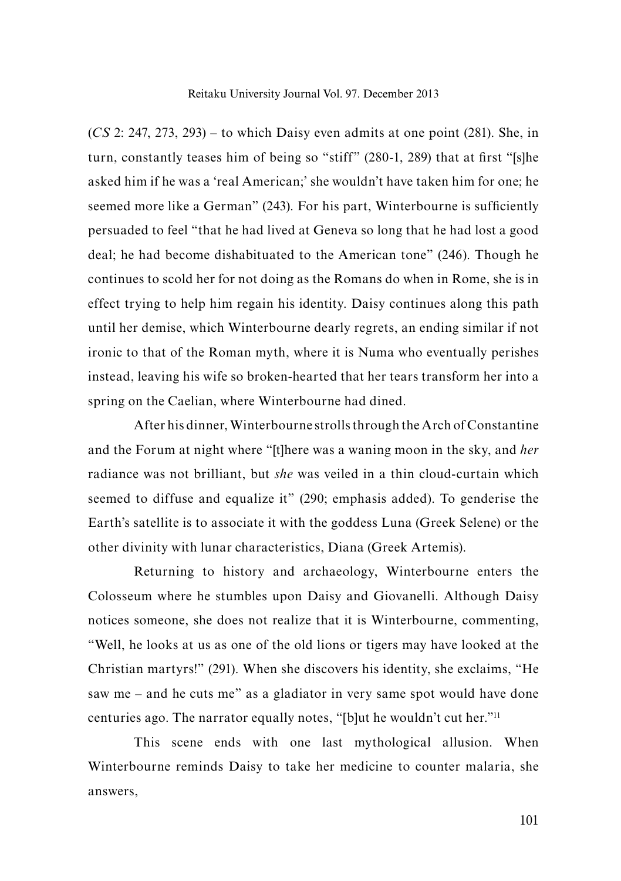(*CS* 2: 247, 273, 293) – to which Daisy even admits at one point (281). She, in turn, constantly teases him of being so "stiff" (280-1, 289) that at first "[s]he asked him if he was a 'real American;' she wouldn't have taken him for one; he seemed more like a German" (243). For his part, Winterbourne is sufficiently persuaded to feel "that he had lived at Geneva so long that he had lost a good deal; he had become dishabituated to the American tone" (246). Though he continues to scold her for not doing as the Romans do when in Rome, she is in effect trying to help him regain his identity. Daisy continues along this path until her demise, which Winterbourne dearly regrets, an ending similar if not ironic to that of the Roman myth, where it is Numa who eventually perishes instead, leaving his wife so broken-hearted that her tears transform her into a spring on the Caelian, where Winterbourne had dined.

After his dinner, Winterbourne strolls through the Arch of Constantine and the Forum at night where "[t]here was a waning moon in the sky, and *her* radiance was not brilliant, but *she* was veiled in a thin cloud-curtain which seemed to diffuse and equalize it" (290; emphasis added). To genderise the Earth's satellite is to associate it with the goddess Luna (Greek Selene) or the other divinity with lunar characteristics, Diana (Greek Artemis).

Returning to history and archaeology, Winterbourne enters the Colosseum where he stumbles upon Daisy and Giovanelli. Although Daisy notices someone, she does not realize that it is Winterbourne, commenting, "Well, he looks at us as one of the old lions or tigers may have looked at the Christian martyrs!" (291). When she discovers his identity, she exclaims, "He saw me – and he cuts me" as a gladiator in very same spot would have done centuries ago. The narrator equally notes, "[b]ut he wouldn't cut her."[11]

This scene ends with one last mythological allusion. When Winterbourne reminds Daisy to take her medicine to counter malaria, she answers,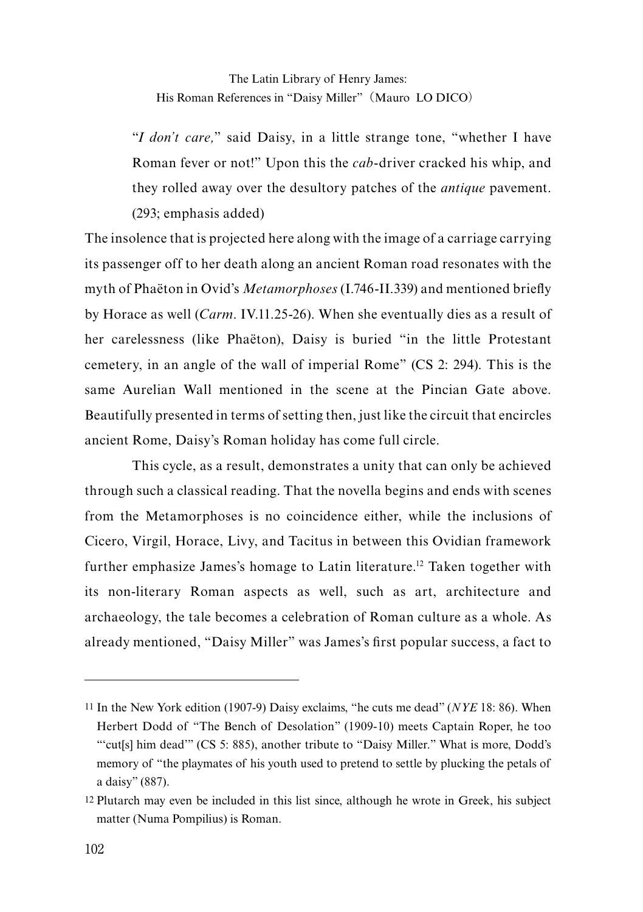> "*I don't care,*" said Daisy, in a little strange tone, "whether I have Roman fever or not!" Upon this the *cab*-driver cracked his whip, and they rolled away over the desultory patches of the *antique* pavement. (293; emphasis added)

The insolence that is projected here along with the image of a carriage carrying its passenger off to her death along an ancient Roman road resonates with the myth of Phaëton in Ovid's *Metamorphoses* (I.746-II.339) and mentioned briefly by Horace as well (*Carm*. IV.11.25-26). When she eventually dies as a result of her carelessness (like Phaëton), Daisy is buried "in the little Protestant cemetery, in an angle of the wall of imperial Rome" (CS 2: 294). This is the same Aurelian Wall mentioned in the scene at the Pincian Gate above. Beautifully presented in terms of setting then, just like the circuit that encircles ancient Rome, Daisy's Roman holiday has come full circle.

This cycle, as a result, demonstrates a unity that can only be achieved through such a classical reading. That the novella begins and ends with scenes from the Metamorphoses is no coincidence either, while the inclusions of Cicero, Virgil, Horace, Livy, and Tacitus in between this Ovidian framework further emphasize James's homage to Latin literature.[12] Taken together with its non-literary Roman aspects as well, such as art, architecture and archaeology, the tale becomes a celebration of Roman culture as a whole. As already mentioned, "Daisy Miller" was James's first popular success, a fact to

---

11 In the New York edition (1907-9) Daisy exclaims, "he cuts me dead" (*NYE* 18: 86). When Herbert Dodd of "The Bench of Desolation" (1909-10) meets Captain Roper, he too "'cut[s] him dead'" (CS 5: 885), another tribute to "Daisy Miller." What is more, Dodd's memory of "the playmates of his youth used to pretend to settle by plucking the petals of a daisy" (887).

12 Plutarch may even be included in this list since, although he wrote in Greek, his subject matter (Numa Pompilius) is Roman.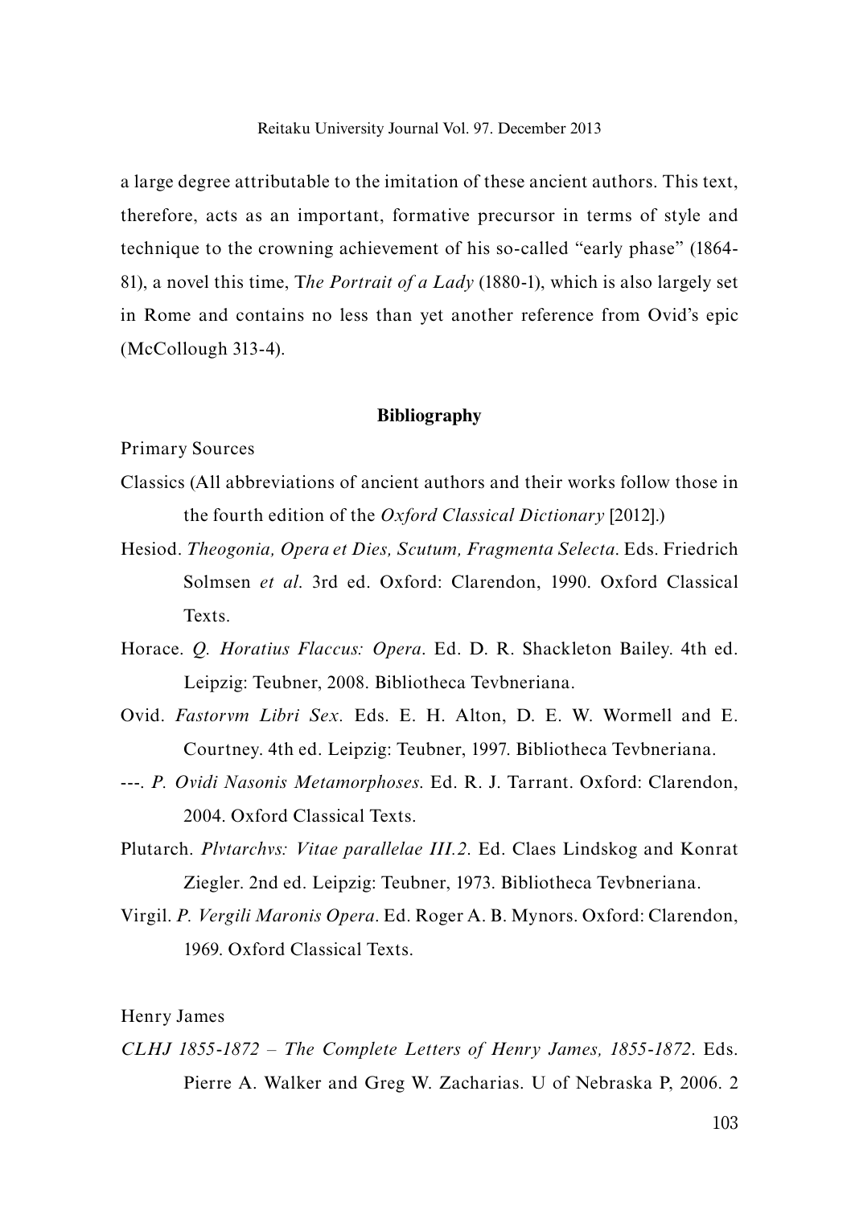a large degree attributable to the imitation of these ancient authors. This text, therefore, acts as an important, formative precursor in terms of style and technique to the crowning achievement of his so-called "early phase" (1864-81), a novel this time, T*he Portrait of a Lady* (1880-1), which is also largely set in Rome and contains no less than yet another reference from Ovid's epic (McCollough 313-4).

## Bibliography

Primary Sources

Classics (All abbreviations of ancient authors and their works follow those in the fourth edition of the *Oxford Classical Dictionary* [2012].)

Hesiod. *Theogonia, Opera et Dies, Scutum, Fragmenta Selecta*. Eds. Friedrich Solmsen *et al*. 3rd ed. Oxford: Clarendon, 1990. Oxford Classical Texts.

Horace. *Q. Horatius Flaccus: Opera*. Ed. D. R. Shackleton Bailey. 4th ed. Leipzig: Teubner, 2008. Bibliotheca Tevbneriana.

Ovid. *Fastorvm Libri Sex*. Eds. E. H. Alton, D. E. W. Wormell and E. Courtney. 4th ed. Leipzig: Teubner, 1997. Bibliotheca Tevbneriana.

---. *P. Ovidi Nasonis Metamorphoses*. Ed. R. J. Tarrant. Oxford: Clarendon, 2004. Oxford Classical Texts.

Plutarch. *Plvtarchvs: Vitae parallelae III.2*. Ed. Claes Lindskog and Konrat Ziegler. 2nd ed. Leipzig: Teubner, 1973. Bibliotheca Tevbneriana.

Virgil. *P. Vergili Maronis Opera*. Ed. Roger A. B. Mynors. Oxford: Clarendon, 1969. Oxford Classical Texts.

Henry James

*CLHJ 1855-1872 – The Complete Letters of Henry James, 1855-1872*. Eds. Pierre A. Walker and Greg W. Zacharias. U of Nebraska P, 2006. 2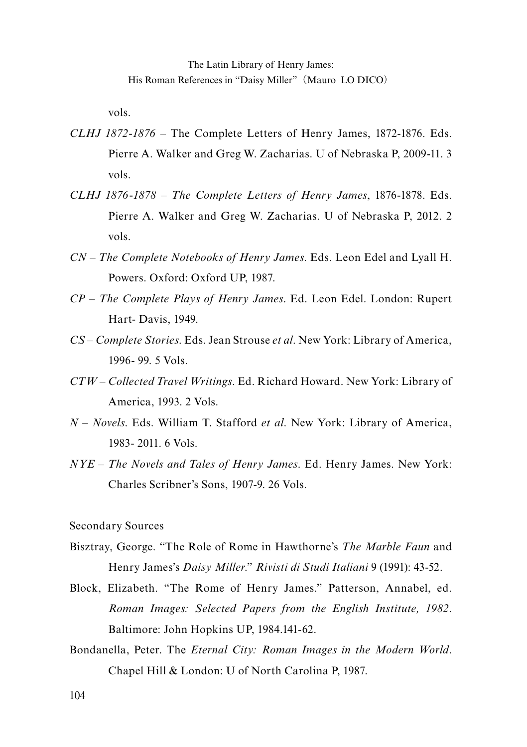vols.

*CLHJ 1872-1876* – The Complete Letters of Henry James, 1872-1876. Eds. Pierre A. Walker and Greg W. Zacharias. U of Nebraska P, 2009-11. 3 vols.

*CLHJ 1876-1878* – *The Complete Letters of Henry James*, 1876-1878. Eds. Pierre A. Walker and Greg W. Zacharias. U of Nebraska P, 2012. 2 vols.

*CN* – *The Complete Notebooks of Henry James*. Eds. Leon Edel and Lyall H. Powers. Oxford: Oxford UP, 1987.

*CP* – *The Complete Plays of Henry James*. Ed. Leon Edel. London: Rupert Hart- Davis, 1949.

*CS* – *Complete Stories*. Eds. Jean Strouse *et al*. New York: Library of America, 1996- 99. 5 Vols.

*CTW* – *Collected Travel Writings*. Ed. Richard Howard. New York: Library of America, 1993. 2 Vols.

*N* – *Novels*. Eds. William T. Stafford *et al*. New York: Library of America, 1983- 2011. 6 Vols.

*NYE* – *The Novels and Tales of Henry James*. Ed. Henry James. New York: Charles Scribner's Sons, 1907-9. 26 Vols.

Secondary Sources

Bisztray, George. "The Role of Rome in Hawthorne's *The Marble Faun* and Henry James's *Daisy Miller*." *Rivisti di Studi Italiani* 9 (1991): 43-52.

Block, Elizabeth. "The Rome of Henry James." Patterson, Annabel, ed. *Roman Images: Selected Papers from the English Institute, 1982*. Baltimore: John Hopkins UP, 1984.141-62.

Bondanella, Peter. The *Eternal City: Roman Images in the Modern World*. Chapel Hill & London: U of North Carolina P, 1987.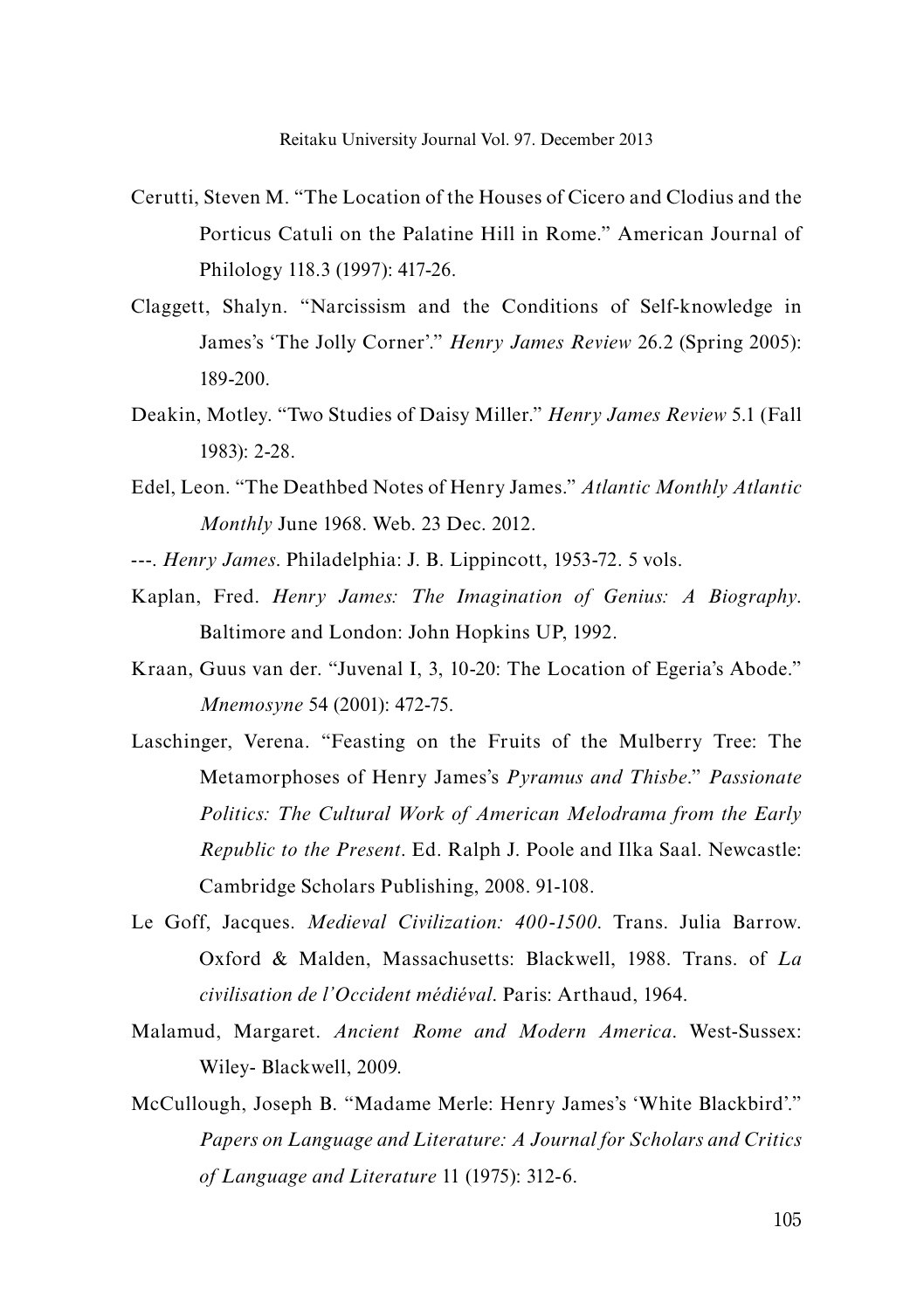Cerutti, Steven M. "The Location of the Houses of Cicero and Clodius and the Porticus Catuli on the Palatine Hill in Rome." American Journal of Philology 118.3 (1997): 417-26.

Claggett, Shalyn. "Narcissism and the Conditions of Self-knowledge in James's 'The Jolly Corner'." *Henry James Review* 26.2 (Spring 2005): 189-200.

Deakin, Motley. "Two Studies of Daisy Miller." *Henry James Review* 5.1 (Fall 1983): 2-28.

Edel, Leon. "The Deathbed Notes of Henry James." *Atlantic Monthly Atlantic Monthly* June 1968. Web. 23 Dec. 2012.

---. *Henry James*. Philadelphia: J. B. Lippincott, 1953-72. 5 vols.

Kaplan, Fred. *Henry James: The Imagination of Genius: A Biography*. Baltimore and London: John Hopkins UP, 1992.

Kraan, Guus van der. "Juvenal I, 3, 10-20: The Location of Egeria's Abode." *Mnemosyne* 54 (2001): 472-75.

Laschinger, Verena. "Feasting on the Fruits of the Mulberry Tree: The Metamorphoses of Henry James's *Pyramus and Thisbe*." *Passionate Politics: The Cultural Work of American Melodrama from the Early Republic to the Present*. Ed. Ralph J. Poole and Ilka Saal. Newcastle: Cambridge Scholars Publishing, 2008. 91-108.

Le Goff, Jacques. *Medieval Civilization: 400-1500*. Trans. Julia Barrow. Oxford & Malden, Massachusetts: Blackwell, 1988. Trans. of *La civilisation de l'Occident médiéval*. Paris: Arthaud, 1964.

Malamud, Margaret. *Ancient Rome and Modern America*. West-Sussex: Wiley- Blackwell, 2009.

McCullough, Joseph B. "Madame Merle: Henry James's 'White Blackbird'." *Papers on Language and Literature: A Journal for Scholars and Critics of Language and Literature* 11 (1975): 312-6.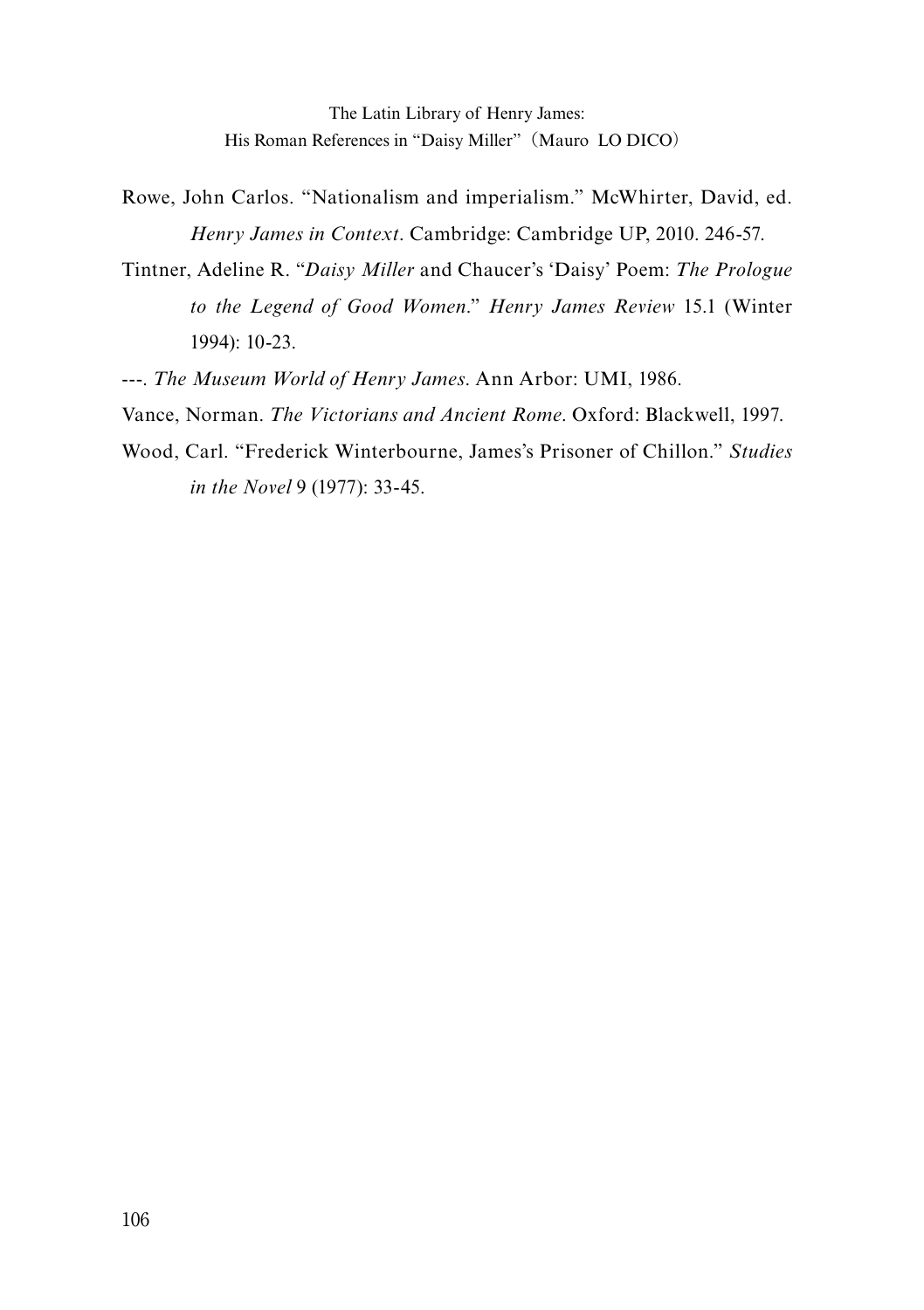Rowe, John Carlos. "Nationalism and imperialism." McWhirter, David, ed. *Henry James in Context*. Cambridge: Cambridge UP, 2010. 246-57.

Tintner, Adeline R. "*Daisy Miller* and Chaucer's 'Daisy' Poem: *The Prologue to the Legend of Good Women*." *Henry James Review* 15.1 (Winter 1994): 10-23.

---. *The Museum World of Henry James*. Ann Arbor: UMI, 1986.

Vance, Norman. *The Victorians and Ancient Rome*. Oxford: Blackwell, 1997.

Wood, Carl. "Frederick Winterbourne, James's Prisoner of Chillon." *Studies in the Novel* 9 (1977): 33-45.